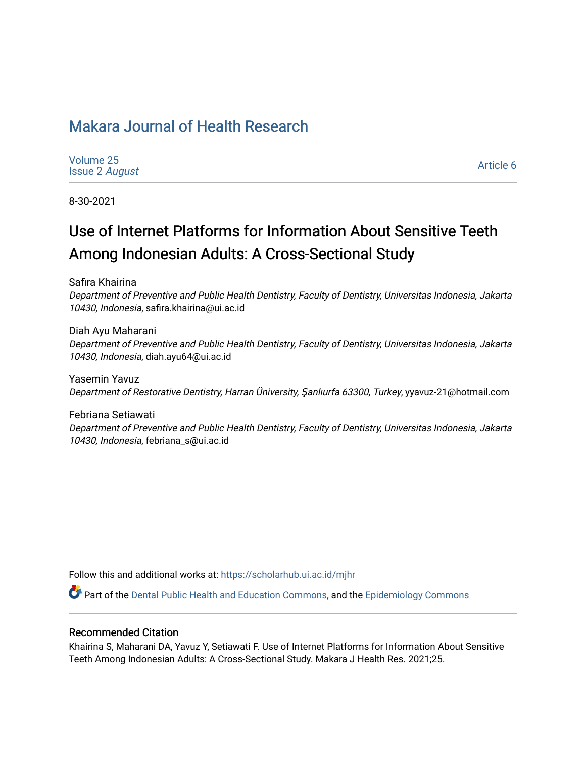# Makara Journal of Health Research

Volume 25
Issue 2 *August*

Article 6

8-30-2021

## Use of Internet Platforms for Information About Sensitive Teeth Among Indonesian Adults: A Cross-Sectional Study

Safira Khairina
*Department of Preventive and Public Health Dentistry, Faculty of Dentistry, Universitas Indonesia, Jakarta 10430, Indonesia*, safira.khairina@ui.ac.id

Diah Ayu Maharani
*Department of Preventive and Public Health Dentistry, Faculty of Dentistry, Universitas Indonesia, Jakarta 10430, Indonesia*, diah.ayu64@ui.ac.id

Yasemin Yavuz
*Department of Restorative Dentistry, Harran Üniversity, Şanlıurfa 63300, Turkey*, yyavuz-21@hotmail.com

Febriana Setiawati
*Department of Preventive and Public Health Dentistry, Faculty of Dentistry, Universitas Indonesia, Jakarta 10430, Indonesia*, febriana_s@ui.ac.id

Follow this and additional works at: https://scholarhub.ui.ac.id/mjhr

Part of the Dental Public Health and Education Commons, and the Epidemiology Commons

### Recommended Citation

Khairina S, Maharani DA, Yavuz Y, Setiawati F. Use of Internet Platforms for Information About Sensitive Teeth Among Indonesian Adults: A Cross-Sectional Study. Makara J Health Res. 2021;25.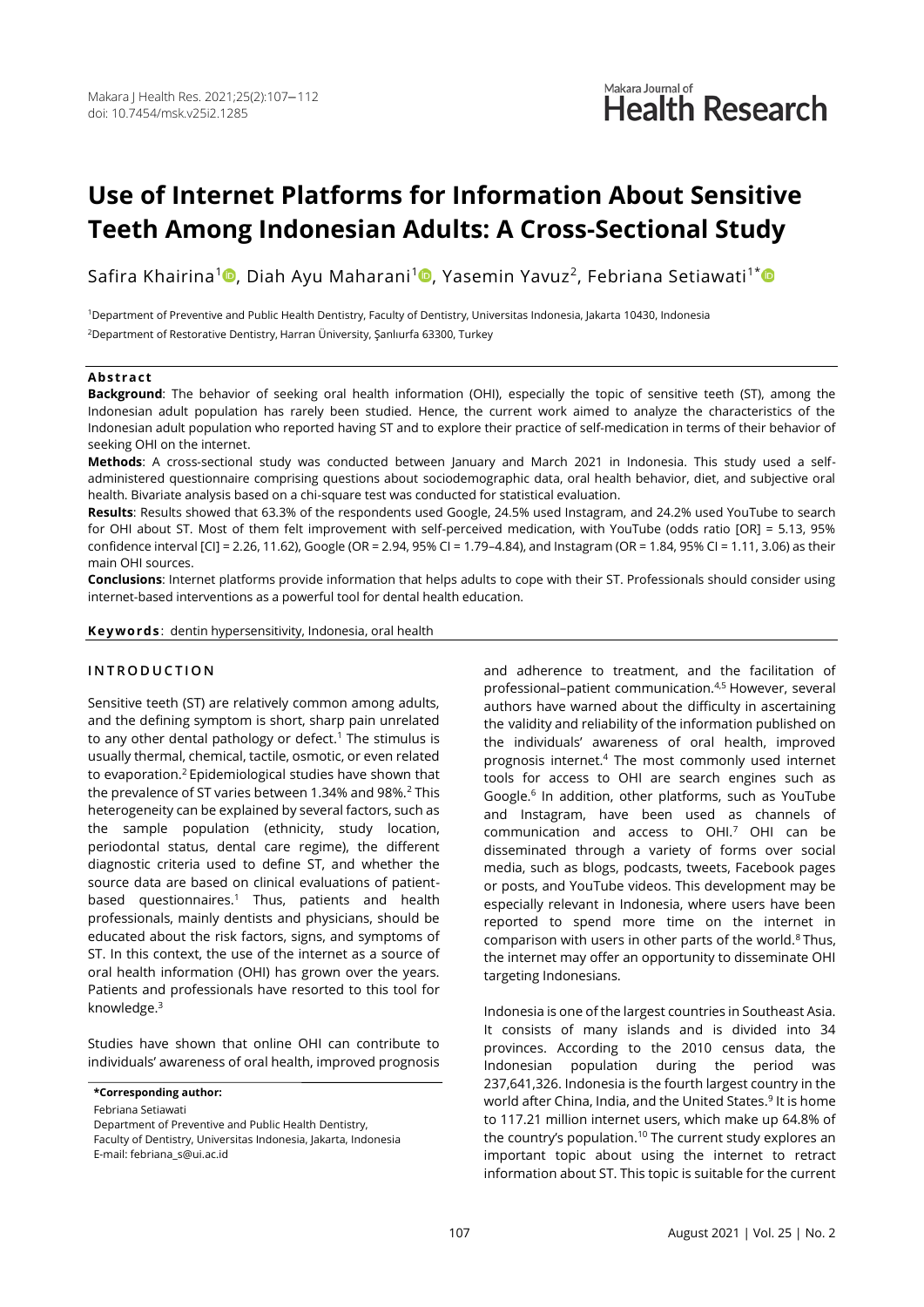# Use of Internet Platforms for Information About Sensitive Teeth Among Indonesian Adults: A Cross-Sectional Study

Safira Khairina[1], Diah Ayu Maharani[1], Yasemin Yavuz[2], Febriana Setiawati[1*]

[1]Department of Preventive and Public Health Dentistry, Faculty of Dentistry, Universitas Indonesia, Jakarta 10430, Indonesia

[2]Department of Restorative Dentistry, Harran Üniversity, Şanlıurfa 63300, Turkey

## Abstract

**Background**: The behavior of seeking oral health information (OHI), especially the topic of sensitive teeth (ST), among the Indonesian adult population has rarely been studied. Hence, the current work aimed to analyze the characteristics of the Indonesian adult population who reported having ST and to explore their practice of self-medication in terms of their behavior of seeking OHI on the internet.

**Methods**: A cross-sectional study was conducted between January and March 2021 in Indonesia. This study used a self-administered questionnaire comprising questions about sociodemographic data, oral health behavior, diet, and subjective oral health. Bivariate analysis based on a chi-square test was conducted for statistical evaluation.

**Results**: Results showed that 63.3% of the respondents used Google, 24.5% used Instagram, and 24.2% used YouTube to search for OHI about ST. Most of them felt improvement with self-perceived medication, with YouTube (odds ratio [OR] = 5.13, 95% confidence interval [CI] = 2.26, 11.62), Google (OR = 2.94, 95% CI = 1.79–4.84), and Instagram (OR = 1.84, 95% CI = 1.11, 3.06) as their main OHI sources.

**Conclusions**: Internet platforms provide information that helps adults to cope with their ST. Professionals should consider using internet-based interventions as a powerful tool for dental health education.

**Keywords**: dentin hypersensitivity, Indonesia, oral health

## INTRODUCTION

Sensitive teeth (ST) are relatively common among adults, and the defining symptom is short, sharp pain unrelated to any other dental pathology or defect.[1] The stimulus is usually thermal, chemical, tactile, osmotic, or even related to evaporation.[2] Epidemiological studies have shown that the prevalence of ST varies between 1.34% and 98%.[2] This heterogeneity can be explained by several factors, such as the sample population (ethnicity, study location, periodontal status, dental care regime), the different diagnostic criteria used to define ST, and whether the source data are based on clinical evaluations of patient-based questionnaires.[1] Thus, patients and health professionals, mainly dentists and physicians, should be educated about the risk factors, signs, and symptoms of ST. In this context, the use of the internet as a source of oral health information (OHI) has grown over the years. Patients and professionals have resorted to this tool for knowledge.[3]

Studies have shown that online OHI can contribute to individuals' awareness of oral health, improved prognosis and adherence to treatment, and the facilitation of professional–patient communication.[4,5] However, several authors have warned about the difficulty in ascertaining the validity and reliability of the information published on the individuals' awareness of oral health, improved prognosis internet.[4] The most commonly used internet tools for access to OHI are search engines such as Google.[6] In addition, other platforms, such as YouTube and Instagram, have been used as channels of communication and access to OHI.[7] OHI can be disseminated through a variety of forms over social media, such as blogs, podcasts, tweets, Facebook pages or posts, and YouTube videos. This development may be especially relevant in Indonesia, where users have been reported to spend more time on the internet in comparison with users in other parts of the world.[8] Thus, the internet may offer an opportunity to disseminate OHI targeting Indonesians.

Indonesia is one of the largest countries in Southeast Asia. It consists of many islands and is divided into 34 provinces. According to the 2010 census data, the Indonesian population during the period was 237,641,326. Indonesia is the fourth largest country in the world after China, India, and the United States.[9] It is home to 117.21 million internet users, which make up 64.8% of the country's population.[10] The current study explores an important topic about using the internet to retract information about ST. This topic is suitable for the current

---

**\*Corresponding author:**

Febriana Setiawati

Department of Preventive and Public Health Dentistry, Faculty of Dentistry, Universitas Indonesia, Jakarta, Indonesia

E-mail: febriana_s@ui.ac.id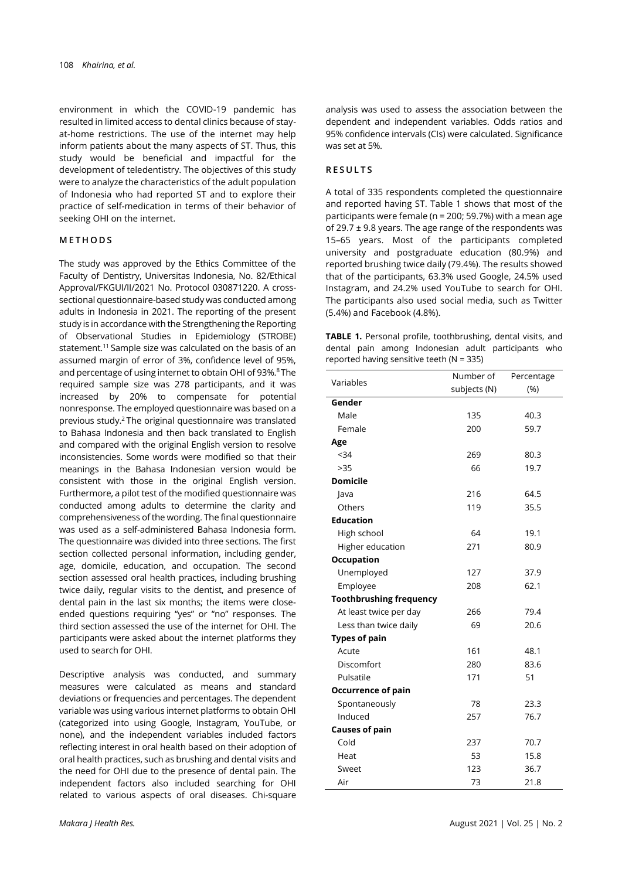environment in which the COVID-19 pandemic has resulted in limited access to dental clinics because of stay-at-home restrictions. The use of the internet may help inform patients about the many aspects of ST. Thus, this study would be beneficial and impactful for the development of teledentistry. The objectives of this study were to analyze the characteristics of the adult population of Indonesia who had reported ST and to explore their practice of self-medication in terms of their behavior of seeking OHI on the internet.

## METHODS

The study was approved by the Ethics Committee of the Faculty of Dentistry, Universitas Indonesia, No. 82/Ethical Approval/FKGUI/II/2021 No. Protocol 030871220. A cross-sectional questionnaire-based study was conducted among adults in Indonesia in 2021. The reporting of the present study is in accordance with the Strengthening the Reporting of Observational Studies in Epidemiology (STROBE) statement.[11] Sample size was calculated on the basis of an assumed margin of error of 3%, confidence level of 95%, and percentage of using internet to obtain OHI of 93%.[8] The required sample size was 278 participants, and it was increased by 20% to compensate for potential nonresponse. The employed questionnaire was based on a previous study.[2] The original questionnaire was translated to Bahasa Indonesia and then back translated to English and compared with the original English version to resolve inconsistencies. Some words were modified so that their meanings in the Bahasa Indonesian version would be consistent with those in the original English version. Furthermore, a pilot test of the modified questionnaire was conducted among adults to determine the clarity and comprehensiveness of the wording. The final questionnaire was used as a self-administered Bahasa Indonesia form. The questionnaire was divided into three sections. The first section collected personal information, including gender, age, domicile, education, and occupation. The second section assessed oral health practices, including brushing twice daily, regular visits to the dentist, and presence of dental pain in the last six months; the items were close-ended questions requiring "yes" or "no" responses. The third section assessed the use of the internet for OHI. The participants were asked about the internet platforms they used to search for OHI.

Descriptive analysis was conducted, and summary measures were calculated as means and standard deviations or frequencies and percentages. The dependent variable was using various internet platforms to obtain OHI (categorized into using Google, Instagram, YouTube, or none), and the independent variables included factors reflecting interest in oral health based on their adoption of oral health practices, such as brushing and dental visits and the need for OHI due to the presence of dental pain. The independent factors also included searching for OHI related to various aspects of oral diseases. Chi-square analysis was used to assess the association between the dependent and independent variables. Odds ratios and 95% confidence intervals (CIs) were calculated. Significance was set at 5%.

## RESULTS

A total of 335 respondents completed the questionnaire and reported having ST. Table 1 shows that most of the participants were female (n = 200; 59.7%) with a mean age of 29.7 ± 9.8 years. The age range of the respondents was 15–65 years. Most of the participants completed university and postgraduate education (80.9%) and reported brushing twice daily (79.4%). The results showed that of the participants, 63.3% used Google, 24.5% used Instagram, and 24.2% used YouTube to search for OHI. The participants also used social media, such as Twitter (5.4%) and Facebook (4.8%).

**TABLE 1.** Personal profile, toothbrushing, dental visits, and dental pain among Indonesian adult participants who reported having sensitive teeth (N = 335)

| Variables | Number of subjects (N) | Percentage (%) |
|---|---|---|
| **Gender** | | |
| Male | 135 | 40.3 |
| Female | 200 | 59.7 |
| **Age** | | |
| <34 | 269 | 80.3 |
| >35 | 66 | 19.7 |
| **Domicile** | | |
| Java | 216 | 64.5 |
| Others | 119 | 35.5 |
| **Education** | | |
| High school | 64 | 19.1 |
| Higher education | 271 | 80.9 |
| **Occupation** | | |
| Unemployed | 127 | 37.9 |
| Employee | 208 | 62.1 |
| **Toothbrushing frequency** | | |
| At least twice per day | 266 | 79.4 |
| Less than twice daily | 69 | 20.6 |
| **Types of pain** | | |
| Acute | 161 | 48.1 |
| Discomfort | 280 | 83.6 |
| Pulsatile | 171 | 51 |
| **Occurrence of pain** | | |
| Spontaneously | 78 | 23.3 |
| Induced | 257 | 76.7 |
| **Causes of pain** | | |
| Cold | 237 | 70.7 |
| Heat | 53 | 15.8 |
| Sweet | 123 | 36.7 |
| Air | 73 | 21.8 |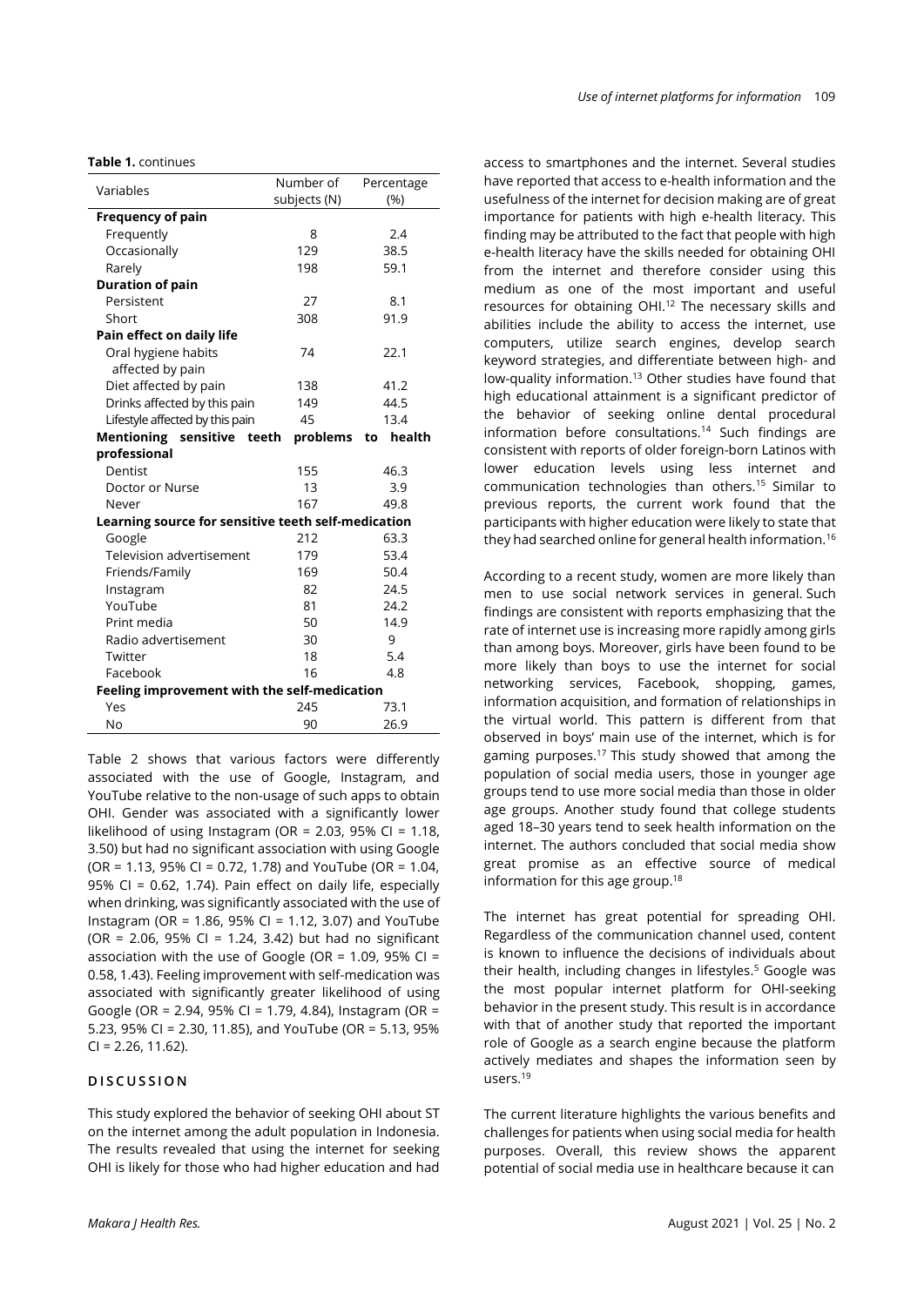**Table 1.** continues

| Variables | Number of subjects (N) | Percentage (%) |
|---|---|---|
| **Frequency of pain** | | |
| Frequently | 8 | 2.4 |
| Occasionally | 129 | 38.5 |
| Rarely | 198 | 59.1 |
| **Duration of pain** | | |
| Persistent | 27 | 8.1 |
| Short | 308 | 91.9 |
| **Pain effect on daily life** | | |
| Oral hygiene habits affected by pain | 74 | 22.1 |
| Diet affected by pain | 138 | 41.2 |
| Drinks affected by this pain | 149 | 44.5 |
| Lifestyle affected by this pain | 45 | 13.4 |
| **Mentioning sensitive teeth problems to health professional** | | |
| Dentist | 155 | 46.3 |
| Doctor or Nurse | 13 | 3.9 |
| Never | 167 | 49.8 |
| **Learning source for sensitive teeth self-medication** | | |
| Google | 212 | 63.3 |
| Television advertisement | 179 | 53.4 |
| Friends/Family | 169 | 50.4 |
| Instagram | 82 | 24.5 |
| YouTube | 81 | 24.2 |
| Print media | 50 | 14.9 |
| Radio advertisement | 30 | 9 |
| Twitter | 18 | 5.4 |
| Facebook | 16 | 4.8 |
| **Feeling improvement with the self-medication** | | |
| Yes | 245 | 73.1 |
| No | 90 | 26.9 |

Table 2 shows that various factors were differently associated with the use of Google, Instagram, and YouTube relative to the non-usage of such apps to obtain OHI. Gender was associated with a significantly lower likelihood of using Instagram (OR = 2.03, 95% CI = 1.18, 3.50) but had no significant association with using Google (OR = 1.13, 95% CI = 0.72, 1.78) and YouTube (OR = 1.04, 95% CI = 0.62, 1.74). Pain effect on daily life, especially when drinking, was significantly associated with the use of Instagram (OR = 1.86, 95% CI = 1.12, 3.07) and YouTube (OR = 2.06, 95% CI = 1.24, 3.42) but had no significant association with the use of Google (OR = 1.09, 95% CI = 0.58, 1.43). Feeling improvement with self-medication was associated with significantly greater likelihood of using Google (OR = 2.94, 95% CI = 1.79, 4.84), Instagram (OR = 5.23, 95% CI = 2.30, 11.85), and YouTube (OR = 5.13, 95% CI = 2.26, 11.62).

## DISCUSSION

This study explored the behavior of seeking OHI about ST on the internet among the adult population in Indonesia. The results revealed that using the internet for seeking OHI is likely for those who had higher education and had access to smartphones and the internet. Several studies have reported that access to e-health information and the usefulness of the internet for decision making are of great importance for patients with high e-health literacy. This finding may be attributed to the fact that people with high e-health literacy have the skills needed for obtaining OHI from the internet and therefore consider using this medium as one of the most important and useful resources for obtaining OHI.[12] The necessary skills and abilities include the ability to access the internet, use computers, utilize search engines, develop search keyword strategies, and differentiate between high- and low-quality information.[13] Other studies have found that high educational attainment is a significant predictor of the behavior of seeking online dental procedural information before consultations.[14] Such findings are consistent with reports of older foreign-born Latinos with lower education levels using less internet and communication technologies than others.[15] Similar to previous reports, the current work found that the participants with higher education were likely to state that they had searched online for general health information.[16]

According to a recent study, women are more likely than men to use social network services in general. Such findings are consistent with reports emphasizing that the rate of internet use is increasing more rapidly among girls than among boys. Moreover, girls have been found to be more likely than boys to use the internet for social networking services, Facebook, shopping, games, information acquisition, and formation of relationships in the virtual world. This pattern is different from that observed in boys' main use of the internet, which is for gaming purposes.[17] This study showed that among the population of social media users, those in younger age groups tend to use more social media than those in older age groups. Another study found that college students aged 18–30 years tend to seek health information on the internet. The authors concluded that social media show great promise as an effective source of medical information for this age group.[18]

The internet has great potential for spreading OHI. Regardless of the communication channel used, content is known to influence the decisions of individuals about their health, including changes in lifestyles.[5] Google was the most popular internet platform for OHI-seeking behavior in the present study. This result is in accordance with that of another study that reported the important role of Google as a search engine because the platform actively mediates and shapes the information seen by users.[19]

The current literature highlights the various benefits and challenges for patients when using social media for health purposes. Overall, this review shows the apparent potential of social media use in healthcare because it can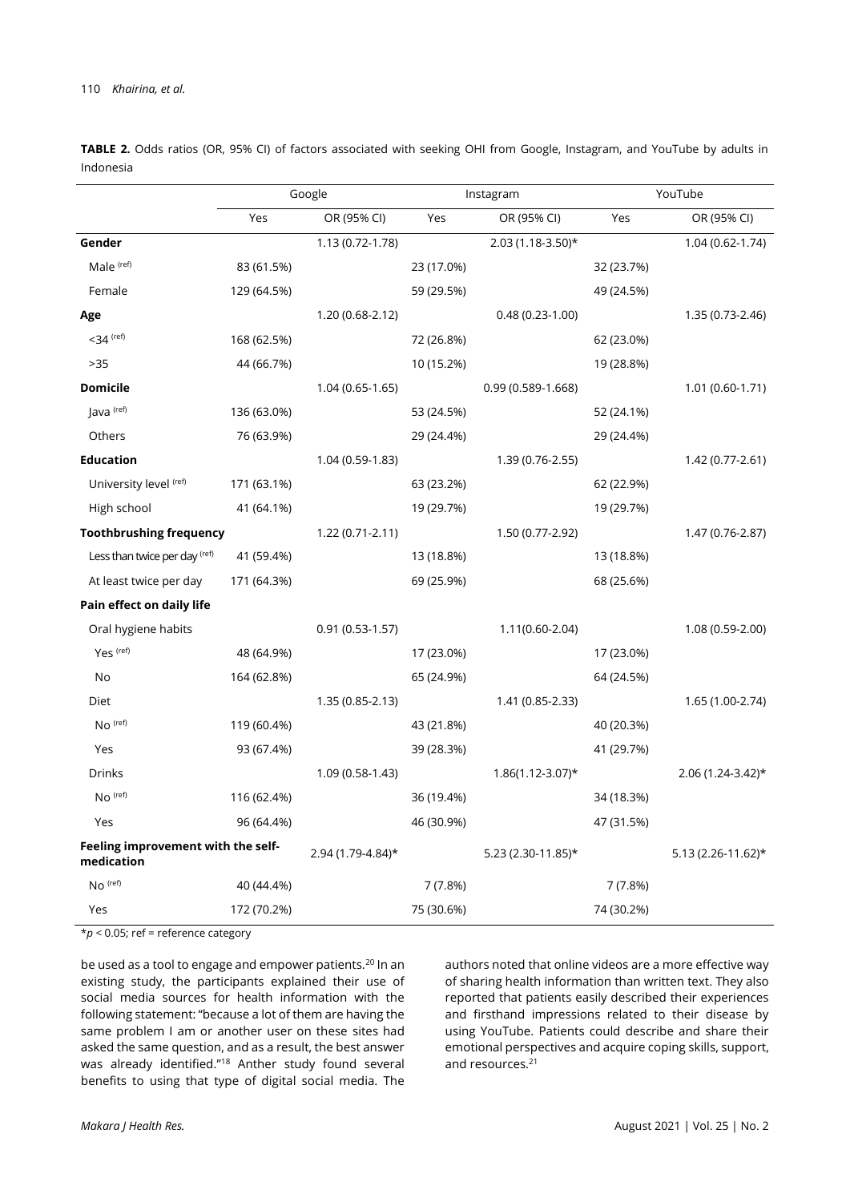**TABLE 2.** Odds ratios (OR, 95% CI) of factors associated with seeking OHI from Google, Instagram, and YouTube by adults in Indonesia

| | Google | | Instagram | | YouTube | |
|---|---|---|---|---|---|---|
| | Yes | OR (95% CI) | Yes | OR (95% CI) | Yes | OR (95% CI) |
| **Gender** | | 1.13 (0.72-1.78) | | 2.03 (1.18-3.50)* | | 1.04 (0.62-1.74) |
| Male (ref) | 83 (61.5%) | | 23 (17.0%) | | 32 (23.7%) | |
| Female | 129 (64.5%) | | 59 (29.5%) | | 49 (24.5%) | |
| **Age** | | 1.20 (0.68-2.12) | | 0.48 (0.23-1.00) | | 1.35 (0.73-2.46) |
| <34 (ref) | 168 (62.5%) | | 72 (26.8%) | | 62 (23.0%) | |
| >35 | 44 (66.7%) | | 10 (15.2%) | | 19 (28.8%) | |
| **Domicile** | | 1.04 (0.65-1.65) | | 0.99 (0.589-1.668) | | 1.01 (0.60-1.71) |
| Java (ref) | 136 (63.0%) | | 53 (24.5%) | | 52 (24.1%) | |
| Others | 76 (63.9%) | | 29 (24.4%) | | 29 (24.4%) | |
| **Education** | | 1.04 (0.59-1.83) | | 1.39 (0.76-2.55) | | 1.42 (0.77-2.61) |
| University level (ref) | 171 (63.1%) | | 63 (23.2%) | | 62 (22.9%) | |
| High school | 41 (64.1%) | | 19 (29.7%) | | 19 (29.7%) | |
| **Toothbrushing frequency** | | 1.22 (0.71-2.11) | | 1.50 (0.77-2.92) | | 1.47 (0.76-2.87) |
| Less than twice per day (ref) | 41 (59.4%) | | 13 (18.8%) | | 13 (18.8%) | |
| At least twice per day | 171 (64.3%) | | 69 (25.9%) | | 68 (25.6%) | |
| **Pain effect on daily life** | | | | | | |
| Oral hygiene habits | | 0.91 (0.53-1.57) | | 1.11(0.60-2.04) | | 1.08 (0.59-2.00) |
| Yes (ref) | 48 (64.9%) | | 17 (23.0%) | | 17 (23.0%) | |
| No | 164 (62.8%) | | 65 (24.9%) | | 64 (24.5%) | |
| Diet | | 1.35 (0.85-2.13) | | 1.41 (0.85-2.33) | | 1.65 (1.00-2.74) |
| No (ref) | 119 (60.4%) | | 43 (21.8%) | | 40 (20.3%) | |
| Yes | 93 (67.4%) | | 39 (28.3%) | | 41 (29.7%) | |
| Drinks | | 1.09 (0.58-1.43) | | 1.86(1.12-3.07)* | | 2.06 (1.24-3.42)* |
| No (ref) | 116 (62.4%) | | 36 (19.4%) | | 34 (18.3%) | |
| Yes | 96 (64.4%) | | 46 (30.9%) | | 47 (31.5%) | |
| **Feeling improvement with the self-medication** | | 2.94 (1.79-4.84)* | | 5.23 (2.30-11.85)* | | 5.13 (2.26-11.62)* |
| No (ref) | 40 (44.4%) | | 7 (7.8%) | | 7 (7.8%) | |
| Yes | 172 (70.2%) | | 75 (30.6%) | | 74 (30.2%) | |

*$p < 0.05$; ref = reference category

be used as a tool to engage and empower patients.[20] In an existing study, the participants explained their use of social media sources for health information with the following statement: "because a lot of them are having the same problem I am or another user on these sites had asked the same question, and as a result, the best answer was already identified."[18] Anther study found several benefits to using that type of digital social media. The authors noted that online videos are a more effective way of sharing health information than written text. They also reported that patients easily described their experiences and firsthand impressions related to their disease by using YouTube. Patients could describe and share their emotional perspectives and acquire coping skills, support, and resources.[21]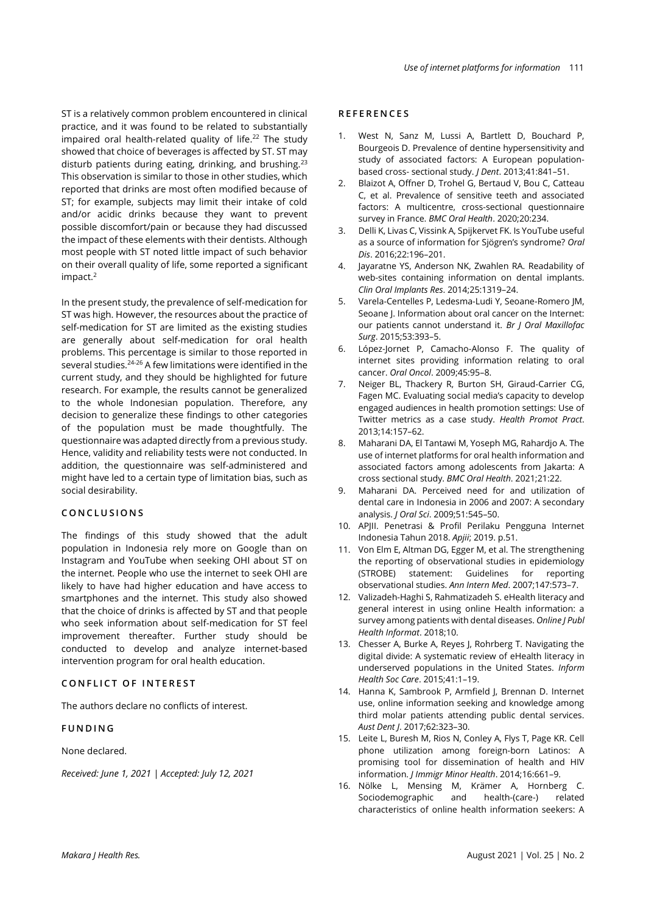ST is a relatively common problem encountered in clinical practice, and it was found to be related to substantially impaired oral health-related quality of life.[22] The study showed that choice of beverages is affected by ST. ST may disturb patients during eating, drinking, and brushing.[23] This observation is similar to those in other studies, which reported that drinks are most often modified because of ST; for example, subjects may limit their intake of cold and/or acidic drinks because they want to prevent possible discomfort/pain or because they had discussed the impact of these elements with their dentists. Although most people with ST noted little impact of such behavior on their overall quality of life, some reported a significant impact.[2]

In the present study, the prevalence of self-medication for ST was high. However, the resources about the practice of self-medication for ST are limited as the existing studies are generally about self-medication for oral health problems. This percentage is similar to those reported in several studies.[24-26] A few limitations were identified in the current study, and they should be highlighted for future research. For example, the results cannot be generalized to the whole Indonesian population. Therefore, any decision to generalize these findings to other categories of the population must be made thoughtfully. The questionnaire was adapted directly from a previous study. Hence, validity and reliability tests were not conducted. In addition, the questionnaire was self-administered and might have led to a certain type of limitation bias, such as social desirability.

## CONCLUSIONS

The findings of this study showed that the adult population in Indonesia rely more on Google than on Instagram and YouTube when seeking OHI about ST on the internet. People who use the internet to seek OHI are likely to have had higher education and have access to smartphones and the internet. This study also showed that the choice of drinks is affected by ST and that people who seek information about self-medication for ST feel improvement thereafter. Further study should be conducted to develop and analyze internet-based intervention program for oral health education.

## CONFLICT OF INTEREST

The authors declare no conflicts of interest.

## FUNDING

None declared.

*Received: June 1, 2021 | Accepted: July 12, 2021*

## REFERENCES

1. West N, Sanz M, Lussi A, Bartlett D, Bouchard P, Bourgeois D. Prevalence of dentine hypersensitivity and study of associated factors: A European population-based cross- sectional study. *J Dent*. 2013;41:841–51.
2. Blaizot A, Offner D, Trohel G, Bertaud V, Bou C, Catteau C, et al. Prevalence of sensitive teeth and associated factors: A multicentre, cross-sectional questionnaire survey in France. *BMC Oral Health*. 2020;20:234.
3. Delli K, Livas C, Vissink A, Spijkervet FK. Is YouTube useful as a source of information for Sjögren's syndrome? *Oral Dis*. 2016;22:196–201.
4. Jayaratne YS, Anderson NK, Zwahlen RA. Readability of web-sites containing information on dental implants. *Clin Oral Implants Res*. 2014;25:1319–24.
5. Varela-Centelles P, Ledesma-Ludi Y, Seoane-Romero JM, Seoane J. Information about oral cancer on the Internet: our patients cannot understand it. *Br J Oral Maxillofac Surg*. 2015;53:393–5.
6. López-Jornet P, Camacho-Alonso F. The quality of internet sites providing information relating to oral cancer. *Oral Oncol*. 2009;45:95–8.
7. Neiger BL, Thackery R, Burton SH, Giraud-Carrier CG, Fagen MC. Evaluating social media's capacity to develop engaged audiences in health promotion settings: Use of Twitter metrics as a case study. *Health Promot Pract*. 2013;14:157–62.
8. Maharani DA, El Tantawi M, Yoseph MG, Rahardjo A. The use of internet platforms for oral health information and associated factors among adolescents from Jakarta: A cross sectional study. *BMC Oral Health*. 2021;21:22.
9. Maharani DA. Perceived need for and utilization of dental care in Indonesia in 2006 and 2007: A secondary analysis. *J Oral Sci*. 2009;51:545–50.
10. APJII. Penetrasi & Profil Perilaku Pengguna Internet Indonesia Tahun 2018. *Apjii*; 2019. p.51.
11. Von Elm E, Altman DG, Egger M, et al. The strengthening the reporting of observational studies in epidemiology (STROBE) statement: Guidelines for reporting observational studies. *Ann Intern Med*. 2007;147:573–7.
12. Valizadeh-Haghi S, Rahmatizadeh S. eHealth literacy and general interest in using online Health information: a survey among patients with dental diseases. *Online J Publ Health Informat*. 2018;10.
13. Chesser A, Burke A, Reyes J, Rohrberg T. Navigating the digital divide: A systematic review of eHealth literacy in underserved populations in the United States. *Inform Health Soc Care*. 2015;41:1–19.
14. Hanna K, Sambrook P, Armfield J, Brennan D. Internet use, online information seeking and knowledge among third molar patients attending public dental services. *Aust Dent J*. 2017;62:323–30.
15. Leite L, Buresh M, Rios N, Conley A, Flys T, Page KR. Cell phone utilization among foreign-born Latinos: A promising tool for dissemination of health and HIV information. *J Immigr Minor Health*. 2014;16:661–9.
16. Nölke L, Mensing M, Krämer A, Hornberg C. Sociodemographic and health-(care-) related characteristics of online health information seekers: A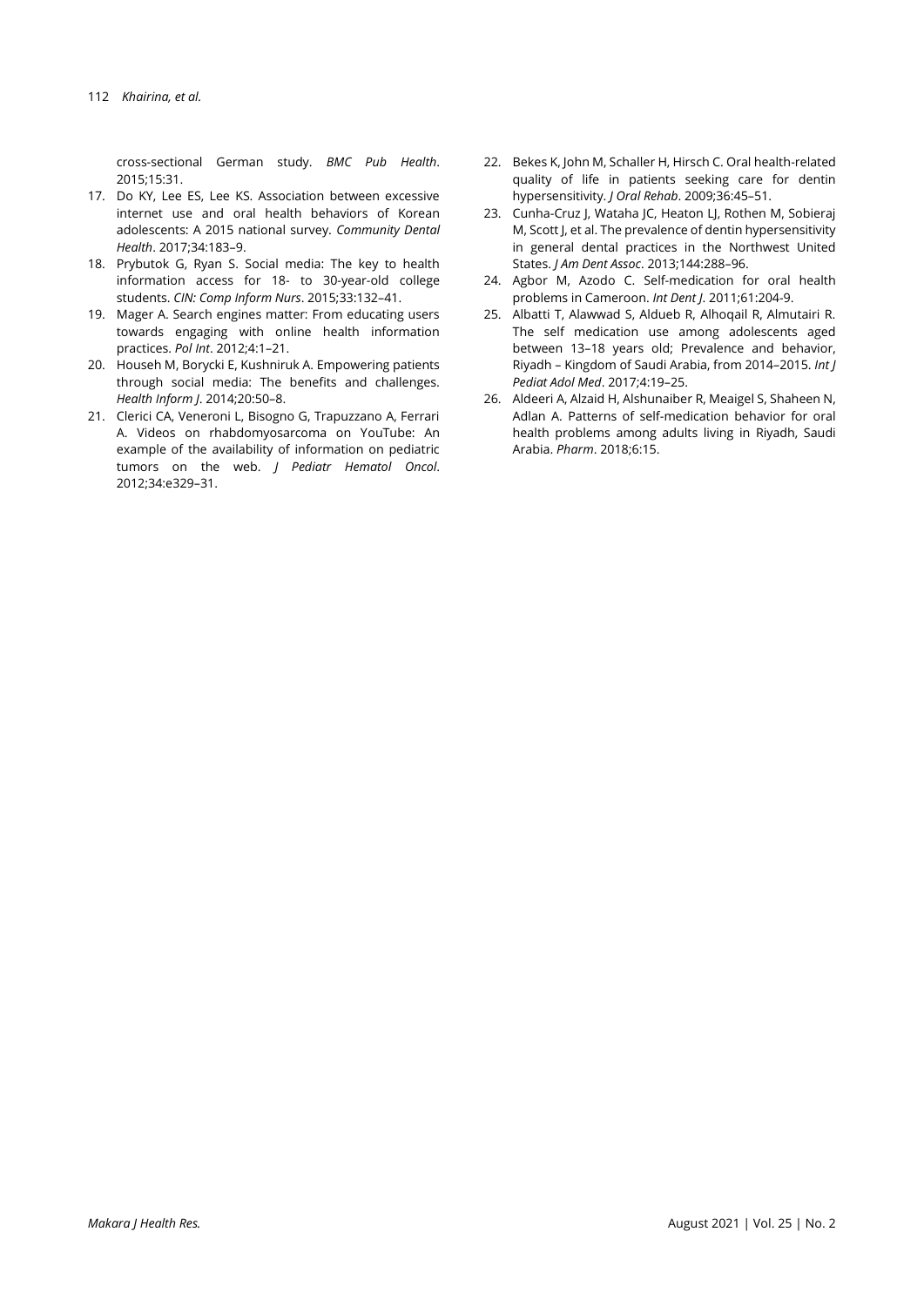cross-sectional German study. *BMC Pub Health*. 2015;15:31.

17. Do KY, Lee ES, Lee KS. Association between excessive internet use and oral health behaviors of Korean adolescents: A 2015 national survey. *Community Dental Health*. 2017;34:183–9.
18. Prybutok G, Ryan S. Social media: The key to health information access for 18- to 30-year-old college students. *CIN: Comp Inform Nurs*. 2015;33:132–41.
19. Mager A. Search engines matter: From educating users towards engaging with online health information practices. *Pol Int*. 2012;4:1–21.
20. Househ M, Borycki E, Kushniruk A. Empowering patients through social media: The benefits and challenges. *Health Inform J*. 2014;20:50–8.
21. Clerici CA, Veneroni L, Bisogno G, Trapuzzano A, Ferrari A. Videos on rhabdomyosarcoma on YouTube: An example of the availability of information on pediatric tumors on the web. *J Pediatr Hematol Oncol*. 2012;34:e329–31.
22. Bekes K, John M, Schaller H, Hirsch C. Oral health-related quality of life in patients seeking care for dentin hypersensitivity. *J Oral Rehab*. 2009;36:45–51.
23. Cunha-Cruz J, Wataha JC, Heaton LJ, Rothen M, Sobieraj M, Scott J, et al. The prevalence of dentin hypersensitivity in general dental practices in the Northwest United States. *J Am Dent Assoc*. 2013;144:288–96.
24. Agbor M, Azodo C. Self-medication for oral health problems in Cameroon. *Int Dent J*. 2011;61:204-9.
25. Albatti T, Alawwad S, Aldueb R, Alhoqail R, Almutairi R. The self medication use among adolescents aged between 13–18 years old; Prevalence and behavior, Riyadh – Kingdom of Saudi Arabia, from 2014–2015. *Int J Pediat Adol Med*. 2017;4:19–25.
26. Aldeeri A, Alzaid H, Alshunaiber R, Meaigel S, Shaheen N, Adlan A. Patterns of self-medication behavior for oral health problems among adults living in Riyadh, Saudi Arabia. *Pharm*. 2018;6:15.